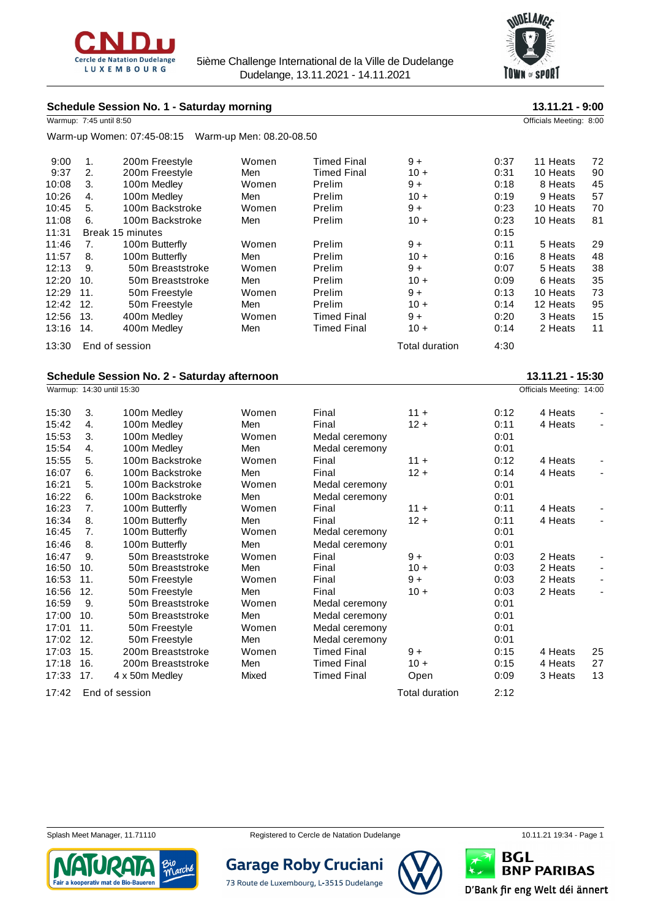5ième Challenge International de la Ville de Dudelange
Dudelange, 13.11.2021 - 14.11.2021

## Schedule Session No. 1 - Saturday morning

**13.11.21 - 9:00**

Warmup: 7:45 until 8:50 — Officials Meeting: 8:00

Warm-up Women: 07:45-08:15 Warm-up Men: 08.20-08.50

| Time | No. | Event | Gender | Round | Age | Duration | Heats | Entries |
|---|---|---|---|---|---|---|---|---|
| 9:00 | 1. | 200m Freestyle | Women | Timed Final | 9 + | 0:37 | 11 Heats | 72 |
| 9:37 | 2. | 200m Freestyle | Men | Timed Final | 10 + | 0:31 | 10 Heats | 90 |
| 10:08 | 3. | 100m Medley | Women | Prelim | 9 + | 0:18 | 8 Heats | 45 |
| 10:26 | 4. | 100m Medley | Men | Prelim | 10 + | 0:19 | 9 Heats | 57 |
| 10:45 | 5. | 100m Backstroke | Women | Prelim | 9 + | 0:23 | 10 Heats | 70 |
| 11:08 | 6. | 100m Backstroke | Men | Prelim | 10 + | 0:23 | 10 Heats | 81 |
| 11:31 | Break 15 minutes | | | | | 0:15 | | |
| 11:46 | 7. | 100m Butterfly | Women | Prelim | 9 + | 0:11 | 5 Heats | 29 |
| 11:57 | 8. | 100m Butterfly | Men | Prelim | 10 + | 0:16 | 8 Heats | 48 |
| 12:13 | 9. | 50m Breaststroke | Women | Prelim | 9 + | 0:07 | 5 Heats | 38 |
| 12:20 | 10. | 50m Breaststroke | Men | Prelim | 10 + | 0:09 | 6 Heats | 35 |
| 12:29 | 11. | 50m Freestyle | Women | Prelim | 9 + | 0:13 | 10 Heats | 73 |
| 12:42 | 12. | 50m Freestyle | Men | Prelim | 10 + | 0:14 | 12 Heats | 95 |
| 12:56 | 13. | 400m Medley | Women | Timed Final | 9 + | 0:20 | 3 Heats | 15 |
| 13:16 | 14. | 400m Medley | Men | Timed Final | 10 + | 0:14 | 2 Heats | 11 |
| 13:30 | End of session | | | | Total duration | 4:30 | | |

## Schedule Session No. 2 - Saturday afternoon

**13.11.21 - 15:30**

Warmup: 14:30 until 15:30 — Officials Meeting: 14:00

| Time | No. | Event | Gender | Round | Age | Duration | Heats | Entries |
|---|---|---|---|---|---|---|---|---|
| 15:30 | 3. | 100m Medley | Women | Final | 11 + | 0:12 | 4 Heats | - |
| 15:42 | 4. | 100m Medley | Men | Final | 12 + | 0:11 | 4 Heats | - |
| 15:53 | 3. | 100m Medley | Women | Medal ceremony | | 0:01 | | |
| 15:54 | 4. | 100m Medley | Men | Medal ceremony | | 0:01 | | |
| 15:55 | 5. | 100m Backstroke | Women | Final | 11 + | 0:12 | 4 Heats | - |
| 16:07 | 6. | 100m Backstroke | Men | Final | 12 + | 0:14 | 4 Heats | - |
| 16:21 | 5. | 100m Backstroke | Women | Medal ceremony | | 0:01 | | |
| 16:22 | 6. | 100m Backstroke | Men | Medal ceremony | | 0:01 | | |
| 16:23 | 7. | 100m Butterfly | Women | Final | 11 + | 0:11 | 4 Heats | - |
| 16:34 | 8. | 100m Butterfly | Men | Final | 12 + | 0:11 | 4 Heats | - |
| 16:45 | 7. | 100m Butterfly | Women | Medal ceremony | | 0:01 | | |
| 16:46 | 8. | 100m Butterfly | Men | Medal ceremony | | 0:01 | | |
| 16:47 | 9. | 50m Breaststroke | Women | Final | 9 + | 0:03 | 2 Heats | - |
| 16:50 | 10. | 50m Breaststroke | Men | Final | 10 + | 0:03 | 2 Heats | - |
| 16:53 | 11. | 50m Freestyle | Women | Final | 9 + | 0:03 | 2 Heats | - |
| 16:56 | 12. | 50m Freestyle | Men | Final | 10 + | 0:03 | 2 Heats | - |
| 16:59 | 9. | 50m Breaststroke | Women | Medal ceremony | | 0:01 | | |
| 17:00 | 10. | 50m Breaststroke | Men | Medal ceremony | | 0:01 | | |
| 17:01 | 11. | 50m Freestyle | Women | Medal ceremony | | 0:01 | | |
| 17:02 | 12. | 50m Freestyle | Men | Medal ceremony | | 0:01 | | |
| 17:03 | 15. | 200m Breaststroke | Women | Timed Final | 9 + | 0:15 | 4 Heats | 25 |
| 17:18 | 16. | 200m Breaststroke | Men | Timed Final | 10 + | 0:15 | 4 Heats | 27 |
| 17:33 | 17. | 4 x 50m Medley | Mixed | Timed Final | Open | 0:09 | 3 Heats | 13 |
| 17:42 | End of session | | | | Total duration | 2:12 | | |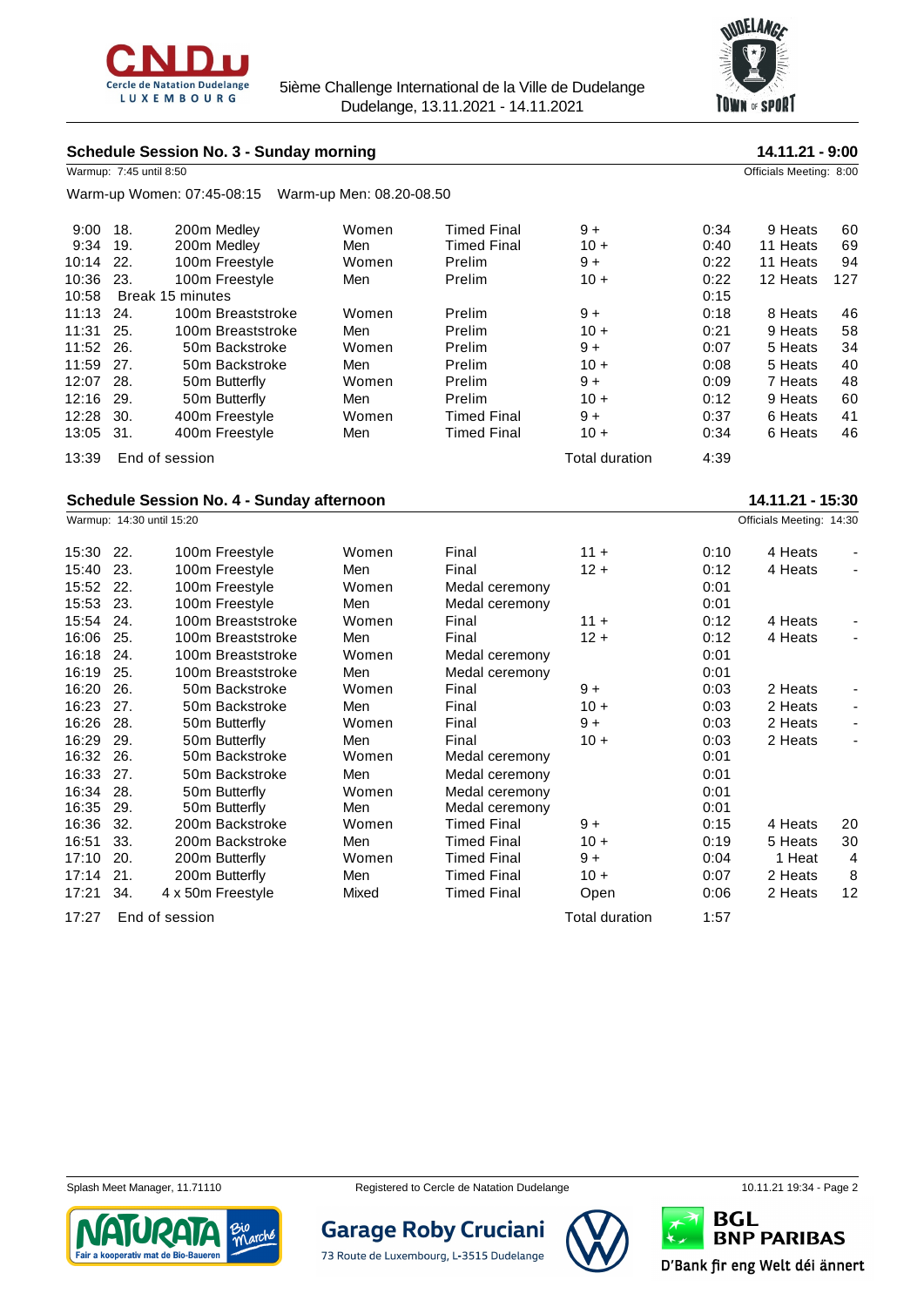5ième Challenge International de la Ville de Dudelange
Dudelange, 13.11.2021 - 14.11.2021

## Schedule Session No. 3 - Sunday morning

**14.11.21 - 9:00**

Warmup: 7:45 until 8:50 — Officials Meeting: 8:00

Warm-up Women: 07:45-08:15 Warm-up Men: 08.20-08.50

| | | | | | | | | |
|---|---|---|---|---|---|---|---|---|
| 9:00 | 18. | 200m Medley | Women | Timed Final | 9 + | 0:34 | 9 Heats | 60 |
| 9:34 | 19. | 200m Medley | Men | Timed Final | 10 + | 0:40 | 11 Heats | 69 |
| 10:14 | 22. | 100m Freestyle | Women | Prelim | 9 + | 0:22 | 11 Heats | 94 |
| 10:36 | 23. | 100m Freestyle | Men | Prelim | 10 + | 0:22 | 12 Heats | 127 |
| 10:58 | Break 15 minutes | | | | | 0:15 | | |
| 11:13 | 24. | 100m Breaststroke | Women | Prelim | 9 + | 0:18 | 8 Heats | 46 |
| 11:31 | 25. | 100m Breaststroke | Men | Prelim | 10 + | 0:21 | 9 Heats | 58 |
| 11:52 | 26. | 50m Backstroke | Women | Prelim | 9 + | 0:07 | 5 Heats | 34 |
| 11:59 | 27. | 50m Backstroke | Men | Prelim | 10 + | 0:08 | 5 Heats | 40 |
| 12:07 | 28. | 50m Butterfly | Women | Prelim | 9 + | 0:09 | 7 Heats | 48 |
| 12:16 | 29. | 50m Butterfly | Men | Prelim | 10 + | 0:12 | 9 Heats | 60 |
| 12:28 | 30. | 400m Freestyle | Women | Timed Final | 9 + | 0:37 | 6 Heats | 41 |
| 13:05 | 31. | 400m Freestyle | Men | Timed Final | 10 + | 0:34 | 6 Heats | 46 |
| 13:39 | End of session | | | | Total duration | 4:39 | | |

## Schedule Session No. 4 - Sunday afternoon

**14.11.21 - 15:30**

Warmup: 14:30 until 15:20 — Officials Meeting: 14:30

| | | | | | | | | |
|---|---|---|---|---|---|---|---|---|
| 15:30 | 22. | 100m Freestyle | Women | Final | 11 + | 0:10 | 4 Heats | - |
| 15:40 | 23. | 100m Freestyle | Men | Final | 12 + | 0:12 | 4 Heats | - |
| 15:52 | 22. | 100m Freestyle | Women | Medal ceremony | | 0:01 | | |
| 15:53 | 23. | 100m Freestyle | Men | Medal ceremony | | 0:01 | | |
| 15:54 | 24. | 100m Breaststroke | Women | Final | 11 + | 0:12 | 4 Heats | - |
| 16:06 | 25. | 100m Breaststroke | Men | Final | 12 + | 0:12 | 4 Heats | - |
| 16:18 | 24. | 100m Breaststroke | Women | Medal ceremony | | 0:01 | | |
| 16:19 | 25. | 100m Breaststroke | Men | Medal ceremony | | 0:01 | | |
| 16:20 | 26. | 50m Backstroke | Women | Final | 9 + | 0:03 | 2 Heats | - |
| 16:23 | 27. | 50m Backstroke | Men | Final | 10 + | 0:03 | 2 Heats | - |
| 16:26 | 28. | 50m Butterfly | Women | Final | 9 + | 0:03 | 2 Heats | - |
| 16:29 | 29. | 50m Butterfly | Men | Final | 10 + | 0:03 | 2 Heats | - |
| 16:32 | 26. | 50m Backstroke | Women | Medal ceremony | | 0:01 | | |
| 16:33 | 27. | 50m Backstroke | Men | Medal ceremony | | 0:01 | | |
| 16:34 | 28. | 50m Butterfly | Women | Medal ceremony | | 0:01 | | |
| 16:35 | 29. | 50m Butterfly | Men | Medal ceremony | | 0:01 | | |
| 16:36 | 32. | 200m Backstroke | Women | Timed Final | 9 + | 0:15 | 4 Heats | 20 |
| 16:51 | 33. | 200m Backstroke | Men | Timed Final | 10 + | 0:19 | 5 Heats | 30 |
| 17:10 | 20. | 200m Butterfly | Women | Timed Final | 9 + | 0:04 | 1 Heat | 4 |
| 17:14 | 21. | 200m Butterfly | Men | Timed Final | 10 + | 0:07 | 2 Heats | 8 |
| 17:21 | 34. | 4 x 50m Freestyle | Mixed | Timed Final | Open | 0:06 | 2 Heats | 12 |
| 17:27 | End of session | | | | Total duration | 1:57 | | |

Splash Meet Manager, 11.71110 — Registered to Cercle de Natation Dudelange — 10.11.21 19:34